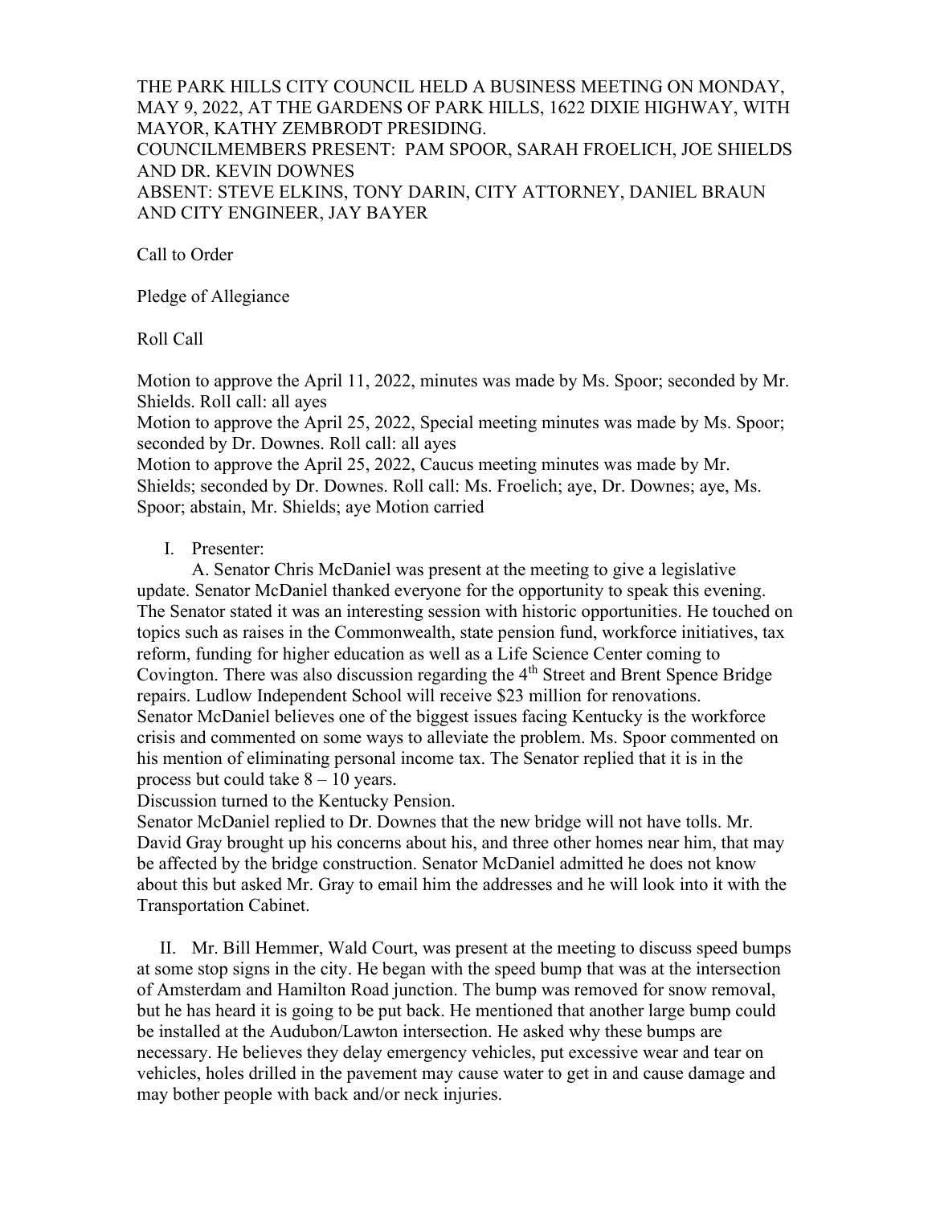THE PARK HILLS CITY COUNCIL HELD A BUSINESS MEETING ON MONDAY, MAY 9, 2022, AT THE GARDENS OF PARK HILLS, 1622 DIXIE HIGHWAY, WITH MAYOR, KATHY ZEMBRODT PRESIDING.
COUNCILMEMBERS PRESENT: PAM SPOOR, SARAH FROELICH, JOE SHIELDS AND DR. KEVIN DOWNES
ABSENT: STEVE ELKINS, TONY DARIN, CITY ATTORNEY, DANIEL BRAUN AND CITY ENGINEER, JAY BAYER

Call to Order

Pledge of Allegiance

Roll Call

Motion to approve the April 11, 2022, minutes was made by Ms. Spoor; seconded by Mr. Shields. Roll call: all ayes
Motion to approve the April 25, 2022, Special meeting minutes was made by Ms. Spoor; seconded by Dr. Downes. Roll call: all ayes
Motion to approve the April 25, 2022, Caucus meeting minutes was made by Mr. Shields; seconded by Dr. Downes. Roll call: Ms. Froelich; aye, Dr. Downes; aye, Ms. Spoor; abstain, Mr. Shields; aye Motion carried

I. Presenter:

A. Senator Chris McDaniel was present at the meeting to give a legislative update. Senator McDaniel thanked everyone for the opportunity to speak this evening. The Senator stated it was an interesting session with historic opportunities. He touched on topics such as raises in the Commonwealth, state pension fund, workforce initiatives, tax reform, funding for higher education as well as a Life Science Center coming to Covington. There was also discussion regarding the 4th Street and Brent Spence Bridge repairs. Ludlow Independent School will receive $23 million for renovations.
Senator McDaniel believes one of the biggest issues facing Kentucky is the workforce crisis and commented on some ways to alleviate the problem. Ms. Spoor commented on his mention of eliminating personal income tax. The Senator replied that it is in the process but could take 8 – 10 years.
Discussion turned to the Kentucky Pension.
Senator McDaniel replied to Dr. Downes that the new bridge will not have tolls. Mr. David Gray brought up his concerns about his, and three other homes near him, that may be affected by the bridge construction. Senator McDaniel admitted he does not know about this but asked Mr. Gray to email him the addresses and he will look into it with the Transportation Cabinet.

II. Mr. Bill Hemmer, Wald Court, was present at the meeting to discuss speed bumps at some stop signs in the city. He began with the speed bump that was at the intersection of Amsterdam and Hamilton Road junction. The bump was removed for snow removal, but he has heard it is going to be put back. He mentioned that another large bump could be installed at the Audubon/Lawton intersection. He asked why these bumps are necessary. He believes they delay emergency vehicles, put excessive wear and tear on vehicles, holes drilled in the pavement may cause water to get in and cause damage and may bother people with back and/or neck injuries.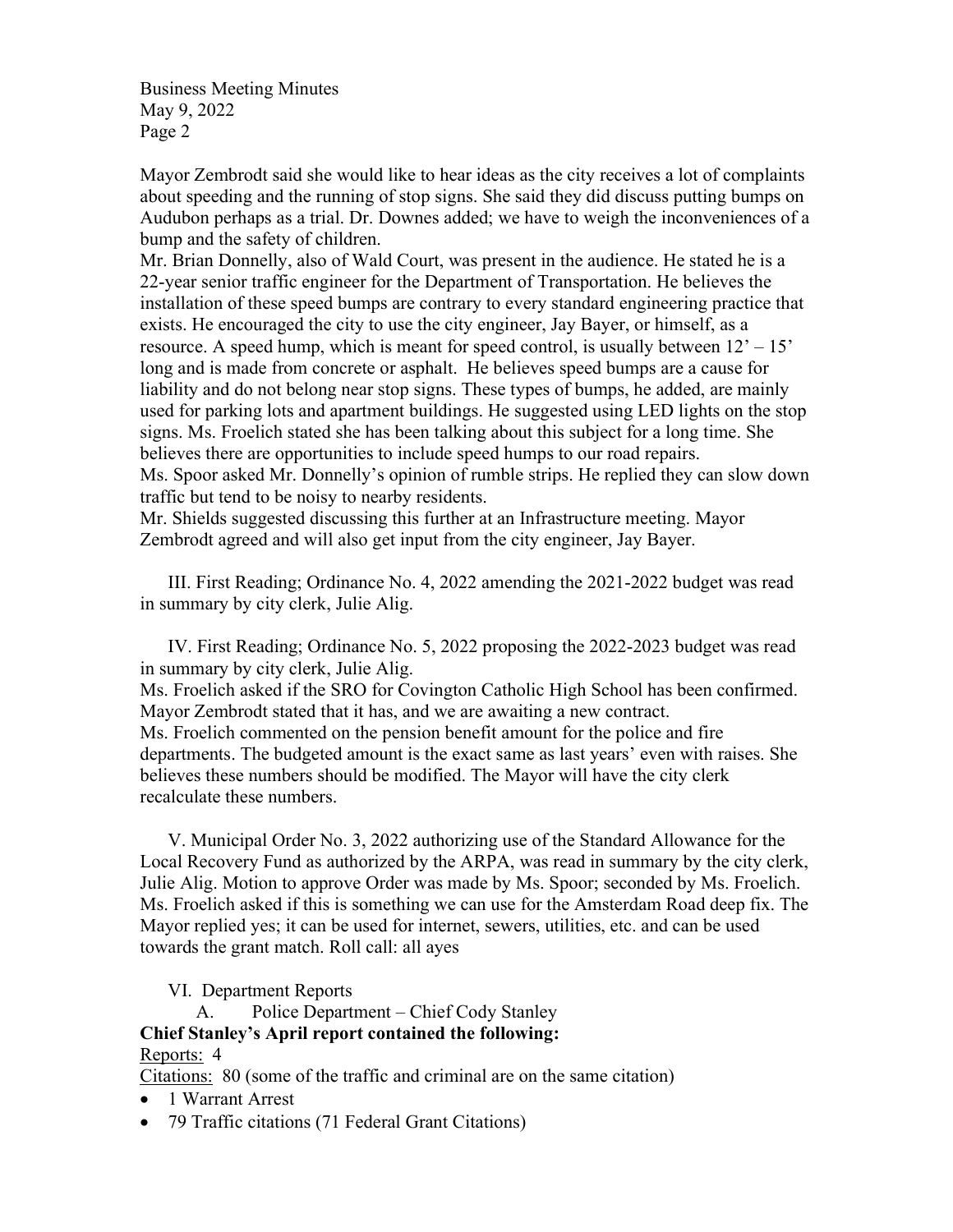Mayor Zembrodt said she would like to hear ideas as the city receives a lot of complaints about speeding and the running of stop signs. She said they did discuss putting bumps on Audubon perhaps as a trial. Dr. Downes added; we have to weigh the inconveniences of a bump and the safety of children.

Mr. Brian Donnelly, also of Wald Court, was present in the audience. He stated he is a 22-year senior traffic engineer for the Department of Transportation. He believes the installation of these speed bumps are contrary to every standard engineering practice that exists. He encouraged the city to use the city engineer, Jay Bayer, or himself, as a resource. A speed hump, which is meant for speed control, is usually between 12' – 15' long and is made from concrete or asphalt. He believes speed bumps are a cause for liability and do not belong near stop signs. These types of bumps, he added, are mainly used for parking lots and apartment buildings. He suggested using LED lights on the stop signs. Ms. Froelich stated she has been talking about this subject for a long time. She believes there are opportunities to include speed humps to our road repairs.

Ms. Spoor asked Mr. Donnelly's opinion of rumble strips. He replied they can slow down traffic but tend to be noisy to nearby residents.

Mr. Shields suggested discussing this further at an Infrastructure meeting. Mayor Zembrodt agreed and will also get input from the city engineer, Jay Bayer.

III. First Reading; Ordinance No. 4, 2022 amending the 2021-2022 budget was read in summary by city clerk, Julie Alig.

IV. First Reading; Ordinance No. 5, 2022 proposing the 2022-2023 budget was read in summary by city clerk, Julie Alig.

Ms. Froelich asked if the SRO for Covington Catholic High School has been confirmed. Mayor Zembrodt stated that it has, and we are awaiting a new contract.

Ms. Froelich commented on the pension benefit amount for the police and fire departments. The budgeted amount is the exact same as last years' even with raises. She believes these numbers should be modified. The Mayor will have the city clerk recalculate these numbers.

V. Municipal Order No. 3, 2022 authorizing use of the Standard Allowance for the Local Recovery Fund as authorized by the ARPA, was read in summary by the city clerk, Julie Alig. Motion to approve Order was made by Ms. Spoor; seconded by Ms. Froelich. Ms. Froelich asked if this is something we can use for the Amsterdam Road deep fix. The Mayor replied yes; it can be used for internet, sewers, utilities, etc. and can be used towards the grant match. Roll call: all ayes

VI. Department Reports

A. Police Department – Chief Cody Stanley

**Chief Stanley's April report contained the following:**

Reports: 4

Citations: 80 (some of the traffic and criminal are on the same citation)

- 1 Warrant Arrest
- 79 Traffic citations (71 Federal Grant Citations)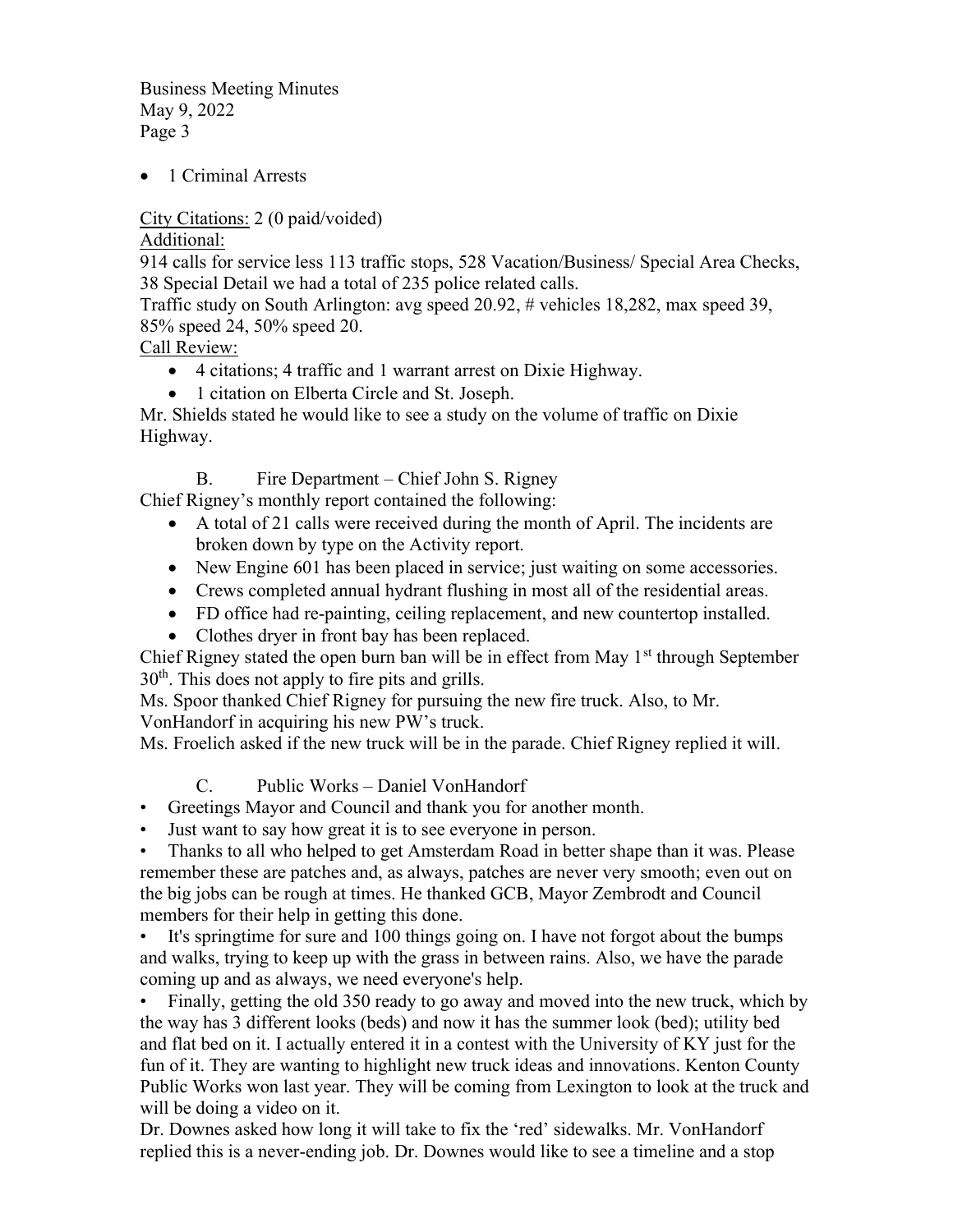- 1 Criminal Arrests

City Citations: 2 (0 paid/voided)

Additional:

914 calls for service less 113 traffic stops, 528 Vacation/Business/ Special Area Checks, 38 Special Detail we had a total of 235 police related calls.

Traffic study on South Arlington: avg speed 20.92, # vehicles 18,282, max speed 39, 85% speed 24, 50% speed 20.

Call Review:

- 4 citations; 4 traffic and 1 warrant arrest on Dixie Highway.
- 1 citation on Elberta Circle and St. Joseph.

Mr. Shields stated he would like to see a study on the volume of traffic on Dixie Highway.

B. Fire Department – Chief John S. Rigney

Chief Rigney's monthly report contained the following:

- A total of 21 calls were received during the month of April. The incidents are broken down by type on the Activity report.
- New Engine 601 has been placed in service; just waiting on some accessories.
- Crews completed annual hydrant flushing in most all of the residential areas.
- FD office had re-painting, ceiling replacement, and new countertop installed.
- Clothes dryer in front bay has been replaced.

Chief Rigney stated the open burn ban will be in effect from May 1st through September 30th. This does not apply to fire pits and grills.

Ms. Spoor thanked Chief Rigney for pursuing the new fire truck. Also, to Mr. VonHandorf in acquiring his new PW's truck.

Ms. Froelich asked if the new truck will be in the parade. Chief Rigney replied it will.

C. Public Works – Daniel VonHandorf

- Greetings Mayor and Council and thank you for another month.
- Just want to say how great it is to see everyone in person.
- Thanks to all who helped to get Amsterdam Road in better shape than it was. Please remember these are patches and, as always, patches are never very smooth; even out on the big jobs can be rough at times. He thanked GCB, Mayor Zembrodt and Council members for their help in getting this done.
- It's springtime for sure and 100 things going on. I have not forgot about the bumps and walks, trying to keep up with the grass in between rains. Also, we have the parade coming up and as always, we need everyone's help.
- Finally, getting the old 350 ready to go away and moved into the new truck, which by the way has 3 different looks (beds) and now it has the summer look (bed); utility bed and flat bed on it. I actually entered it in a contest with the University of KY just for the fun of it. They are wanting to highlight new truck ideas and innovations. Kenton County Public Works won last year. They will be coming from Lexington to look at the truck and will be doing a video on it.

Dr. Downes asked how long it will take to fix the 'red' sidewalks. Mr. VonHandorf replied this is a never-ending job. Dr. Downes would like to see a timeline and a stop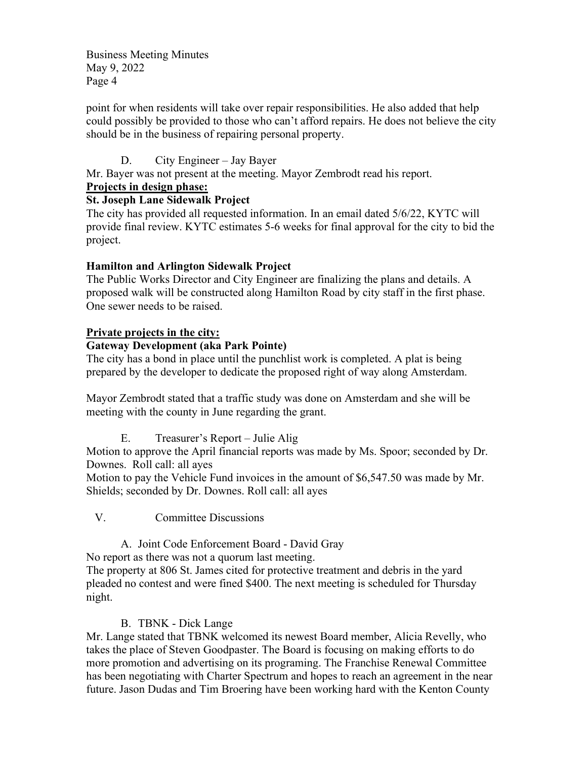point for when residents will take over repair responsibilities. He also added that help could possibly be provided to those who can't afford repairs. He does not believe the city should be in the business of repairing personal property.

D. City Engineer – Jay Bayer

Mr. Bayer was not present at the meeting. Mayor Zembrodt read his report.

**<u>Projects in design phase:</u>**

**St. Joseph Lane Sidewalk Project**

The city has provided all requested information. In an email dated 5/6/22, KYTC will provide final review. KYTC estimates 5-6 weeks for final approval for the city to bid the project.

**Hamilton and Arlington Sidewalk Project**

The Public Works Director and City Engineer are finalizing the plans and details. A proposed walk will be constructed along Hamilton Road by city staff in the first phase. One sewer needs to be raised.

**<u>Private projects in the city:</u>**

**Gateway Development (aka Park Pointe)**

The city has a bond in place until the punchlist work is completed. A plat is being prepared by the developer to dedicate the proposed right of way along Amsterdam.

Mayor Zembrodt stated that a traffic study was done on Amsterdam and she will be meeting with the county in June regarding the grant.

E. Treasurer's Report – Julie Alig

Motion to approve the April financial reports was made by Ms. Spoor; seconded by Dr. Downes. Roll call: all ayes

Motion to pay the Vehicle Fund invoices in the amount of $6,547.50 was made by Mr. Shields; seconded by Dr. Downes. Roll call: all ayes

V. Committee Discussions

A. Joint Code Enforcement Board - David Gray

No report as there was not a quorum last meeting.

The property at 806 St. James cited for protective treatment and debris in the yard pleaded no contest and were fined $400. The next meeting is scheduled for Thursday night.

B. TBNK - Dick Lange

Mr. Lange stated that TBNK welcomed its newest Board member, Alicia Revelly, who takes the place of Steven Goodpaster. The Board is focusing on making efforts to do more promotion and advertising on its programing. The Franchise Renewal Committee has been negotiating with Charter Spectrum and hopes to reach an agreement in the near future. Jason Dudas and Tim Broering have been working hard with the Kenton County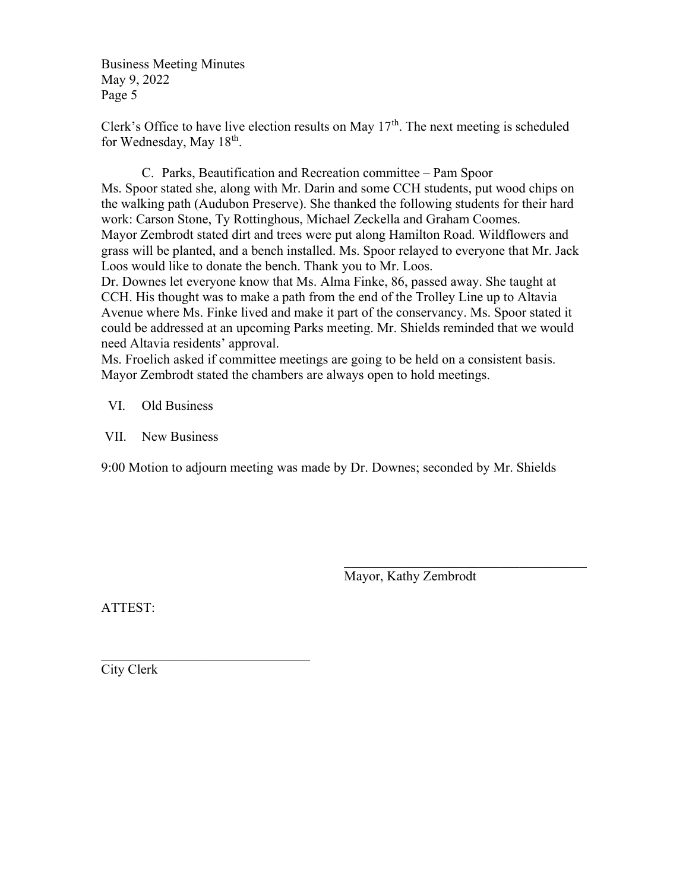Clerk's Office to have live election results on May 17th. The next meeting is scheduled for Wednesday, May 18th.

C. Parks, Beautification and Recreation committee – Pam Spoor

Ms. Spoor stated she, along with Mr. Darin and some CCH students, put wood chips on the walking path (Audubon Preserve). She thanked the following students for their hard work: Carson Stone, Ty Rottinghous, Michael Zeckella and Graham Coomes.

Mayor Zembrodt stated dirt and trees were put along Hamilton Road. Wildflowers and grass will be planted, and a bench installed. Ms. Spoor relayed to everyone that Mr. Jack Loos would like to donate the bench. Thank you to Mr. Loos.

Dr. Downes let everyone know that Ms. Alma Finke, 86, passed away. She taught at CCH. His thought was to make a path from the end of the Trolley Line up to Altavia Avenue where Ms. Finke lived and make it part of the conservancy. Ms. Spoor stated it could be addressed at an upcoming Parks meeting. Mr. Shields reminded that we would need Altavia residents' approval.

Ms. Froelich asked if committee meetings are going to be held on a consistent basis. Mayor Zembrodt stated the chambers are always open to hold meetings.

VI. Old Business

VII. New Business

9:00 Motion to adjourn meeting was made by Dr. Downes; seconded by Mr. Shields

\_\_\_\_\_\_\_\_\_\_\_\_\_\_\_\_\_\_\_\_\_\_\_\_\_\_\_\_\_\_\_\_\_\_\_\_

Mayor, Kathy Zembrodt

ATTEST:

\_\_\_\_\_\_\_\_\_\_\_\_\_\_\_\_\_\_\_\_\_\_\_\_\_\_\_\_\_\_\_\_

City Clerk